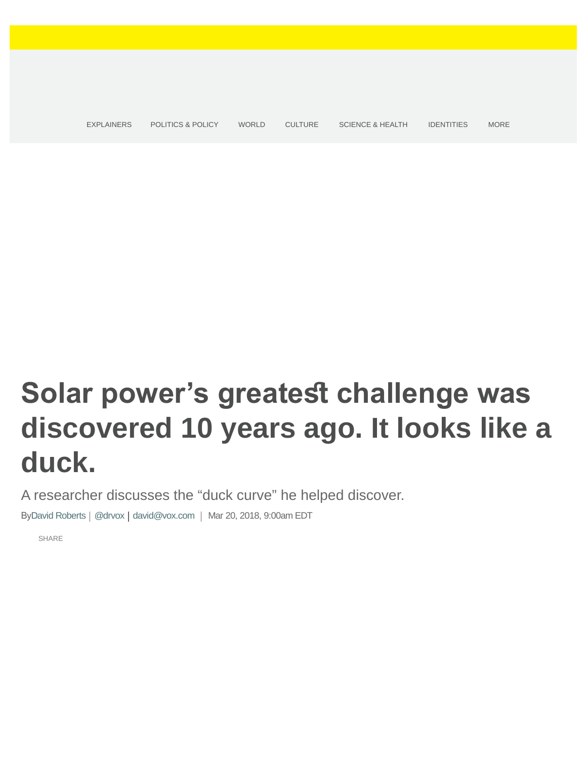EXPLAINERS POLITICS & POLICY WORLD CULTURE SCIENCE & HEALTH IDENTITIES MORE

# Solar power’s greatest challenge was discovered 10 years ago. It looks like a duck.

A researcher discusses the “duck curve” he helped discover.

By David Roberts | @drvox | david@vox.com | Mar 20, 2018, 9:00am EDT

SHARE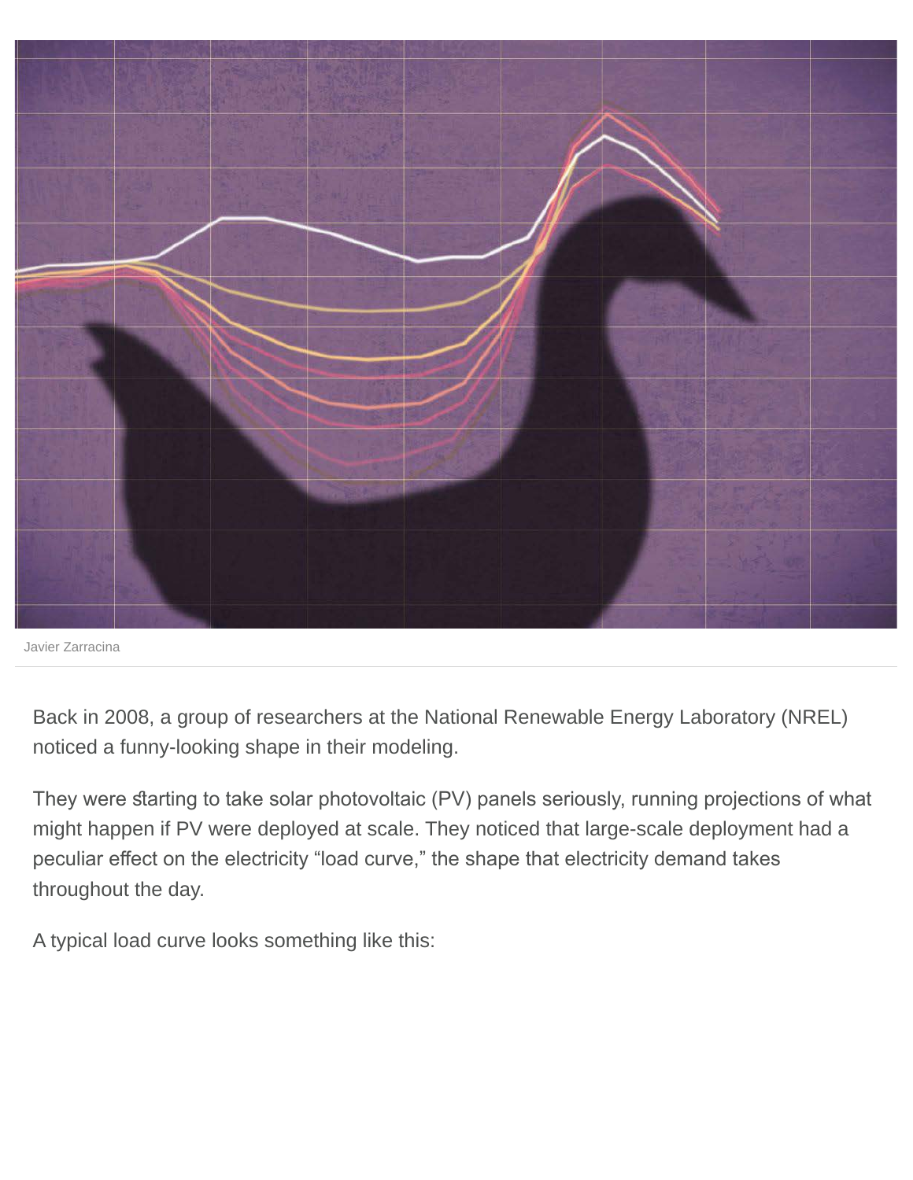Javier Zarracina

Back in 2008, a group of researchers at the National Renewable Energy Laboratory (NREL) noticed a funny-looking shape in their modeling.

They were starting to take solar photovoltaic (PV) panels seriously, running projections of what might happen if PV were deployed at scale. They noticed that large-scale deployment had a peculiar effect on the electricity "load curve," the shape that electricity demand takes throughout the day.

A typical load curve looks something like this: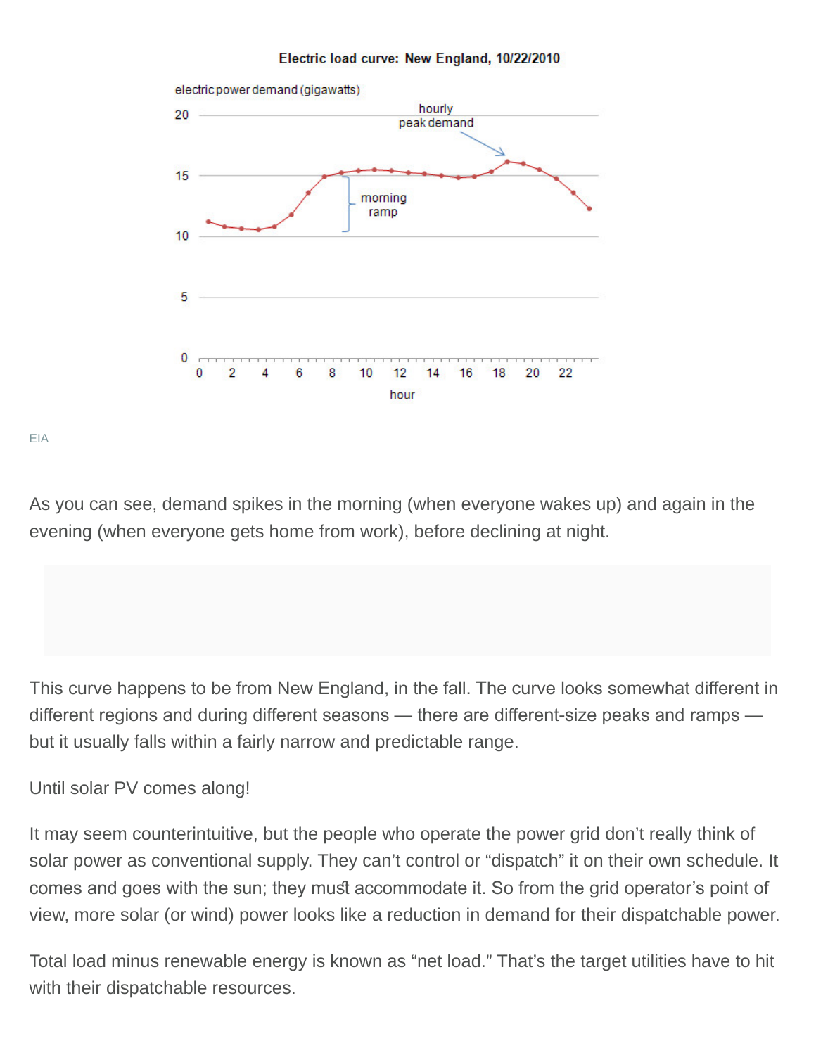**Electric load curve: New England, 10/22/2010**

EIA

As you can see, demand spikes in the morning (when everyone wakes up) and again in the evening (when everyone gets home from work), before declining at night.

This curve happens to be from New England, in the fall. The curve looks somewhat different in different regions and during different seasons — there are different-size peaks and ramps — but it usually falls within a fairly narrow and predictable range.

Until solar PV comes along!

It may seem counterintuitive, but the people who operate the power grid don't really think of solar power as conventional supply. They can't control or "dispatch" it on their own schedule. It comes and goes with the sun; they must accommodate it. So from the grid operator's point of view, more solar (or wind) power looks like a reduction in demand for their dispatchable power.

Total load minus renewable energy is known as "net load." That's the target utilities have to hit with their dispatchable resources.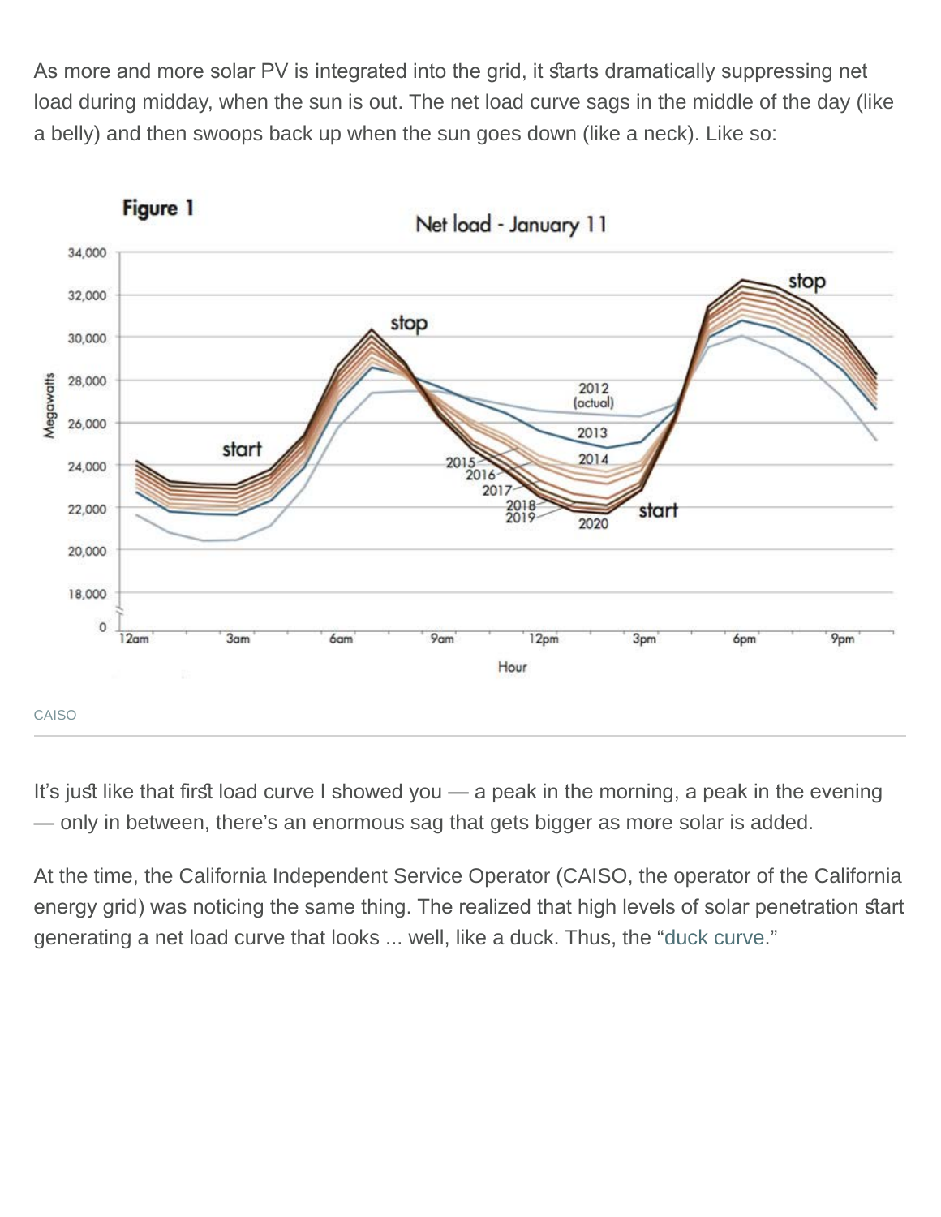As more and more solar PV is integrated into the grid, it starts dramatically suppressing net load during midday, when the sun is out. The net load curve sags in the middle of the day (like a belly) and then swoops back up when the sun goes down (like a neck). Like so:

CAISO

It's just like that first load curve I showed you — a peak in the morning, a peak in the evening — only in between, there's an enormous sag that gets bigger as more solar is added.

At the time, the California Independent Service Operator (CAISO, the operator of the California energy grid) was noticing the same thing. The realized that high levels of solar penetration start generating a net load curve that looks ... well, like a duck. Thus, the "duck curve."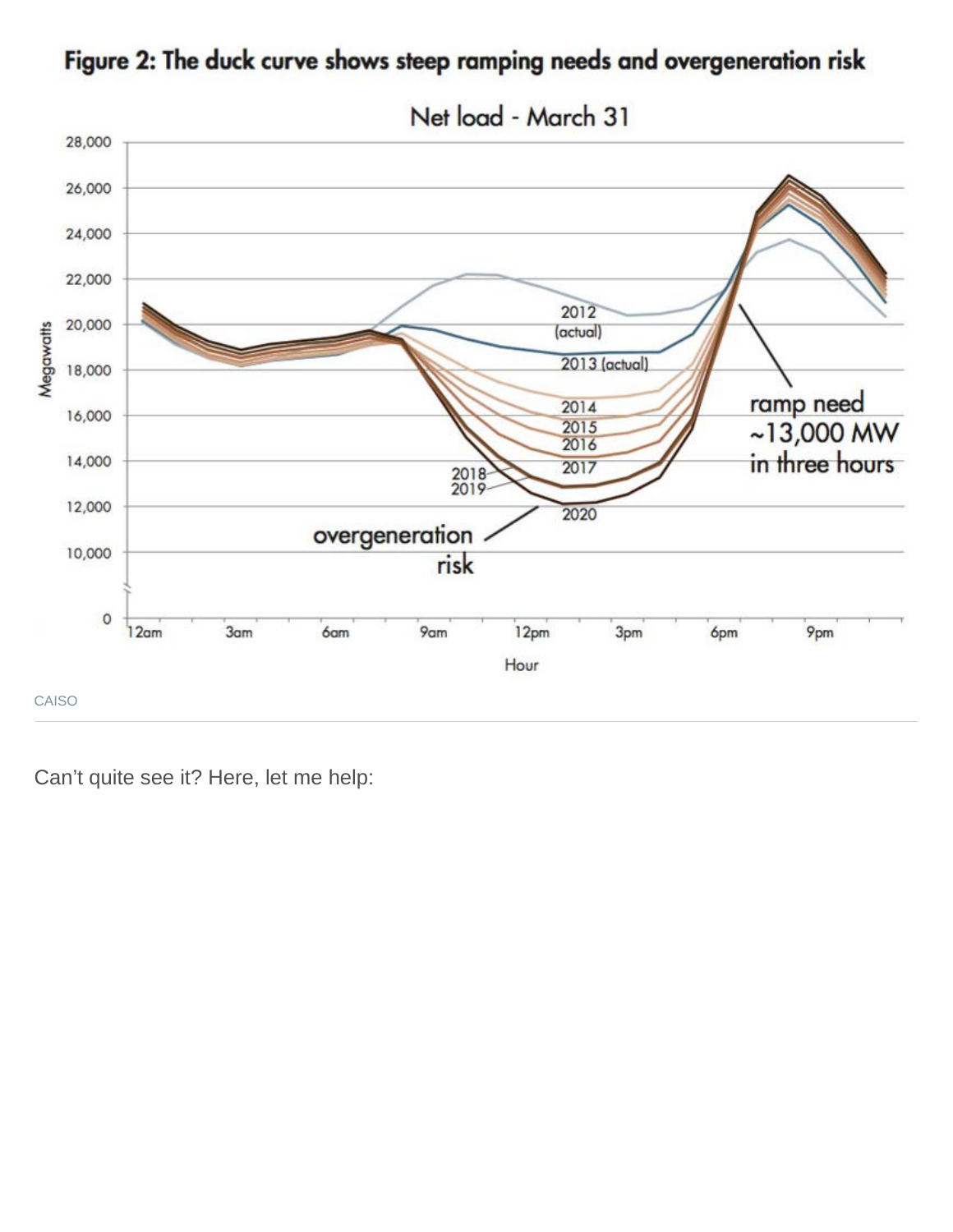**Figure 2: The duck curve shows steep ramping needs and overgeneration risk**

CAISO

Can't quite see it? Here, let me help: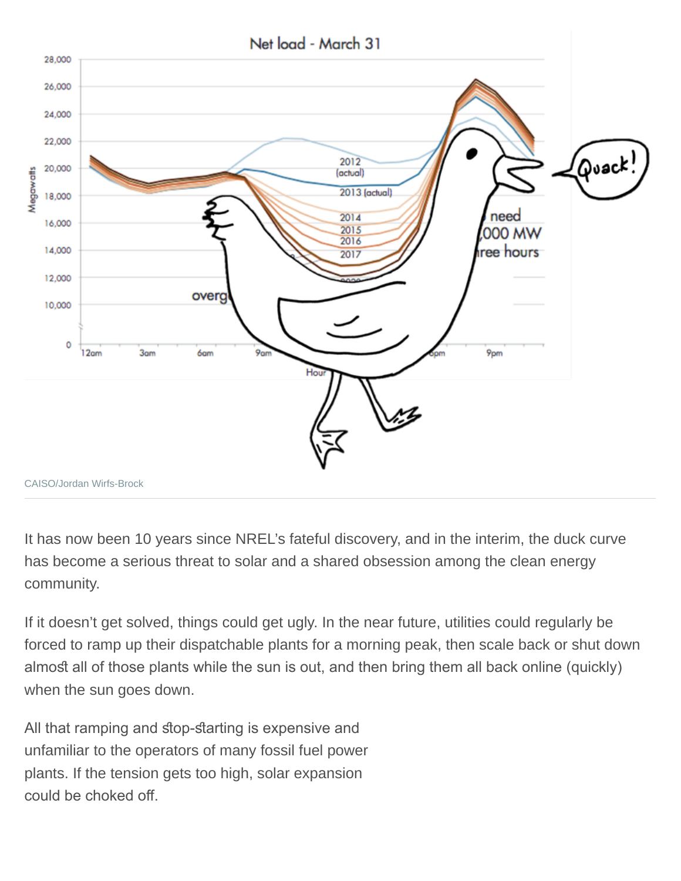CAISO/Jordan Wirfs-Brock

It has now been 10 years since NREL's fateful discovery, and in the interim, the duck curve has become a serious threat to solar and a shared obsession among the clean energy community.

If it doesn't get solved, things could get ugly. In the near future, utilities could regularly be forced to ramp up their dispatchable plants for a morning peak, then scale back or shut down almost all of those plants while the sun is out, and then bring them all back online (quickly) when the sun goes down.

All that ramping and stop-starting is expensive and unfamiliar to the operators of many fossil fuel power plants. If the tension gets too high, solar expansion could be choked off.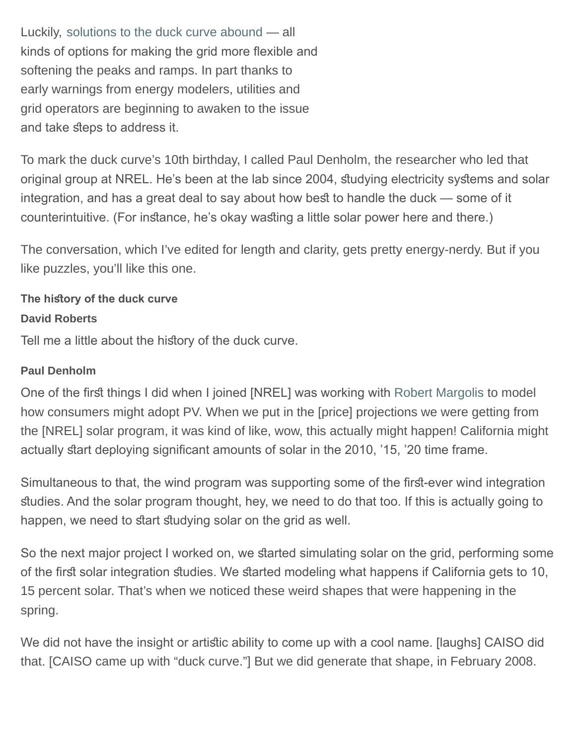Luckily, solutions to the duck curve abound — all kinds of options for making the grid more flexible and softening the peaks and ramps. In part thanks to early warnings from energy modelers, utilities and grid operators are beginning to awaken to the issue and take steps to address it.

To mark the duck curve's 10th birthday, I called Paul Denholm, the researcher who led that original group at NREL. He's been at the lab since 2004, studying electricity systems and solar integration, and has a great deal to say about how best to handle the duck — some of it counterintuitive. (For instance, he's okay wasting a little solar power here and there.)

The conversation, which I've edited for length and clarity, gets pretty energy-nerdy. But if you like puzzles, you'll like this one.

**The history of the duck curve**

**David Roberts**

Tell me a little about the history of the duck curve.

**Paul Denholm**

One of the first things I did when I joined [NREL] was working with Robert Margolis to model how consumers might adopt PV. When we put in the [price] projections we were getting from the [NREL] solar program, it was kind of like, wow, this actually might happen! California might actually start deploying significant amounts of solar in the 2010, '15, '20 time frame.

Simultaneous to that, the wind program was supporting some of the first-ever wind integration studies. And the solar program thought, hey, we need to do that too. If this is actually going to happen, we need to start studying solar on the grid as well.

So the next major project I worked on, we started simulating solar on the grid, performing some of the first solar integration studies. We started modeling what happens if California gets to 10, 15 percent solar. That's when we noticed these weird shapes that were happening in the spring.

We did not have the insight or artistic ability to come up with a cool name. [laughs] CAISO did that. [CAISO came up with "duck curve."] But we did generate that shape, in February 2008.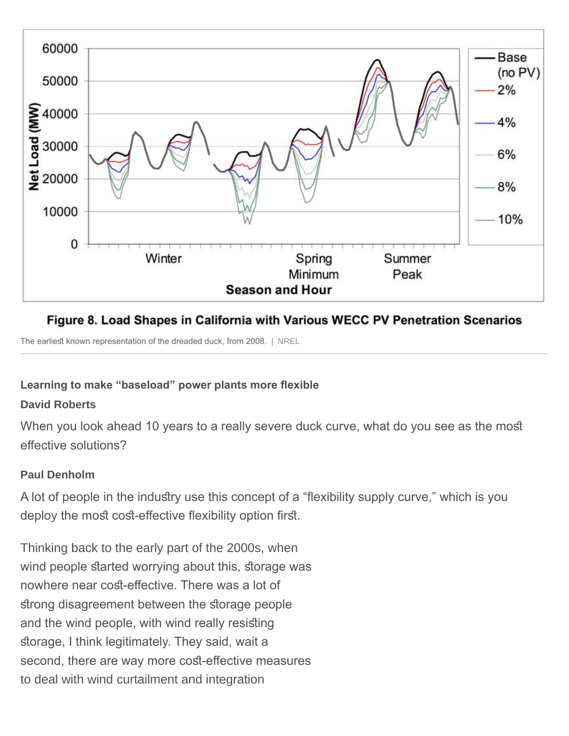**Figure 8. Load Shapes in California with Various WECC PV Penetration Scenarios**

The earliest known representation of the dreaded duck, from 2008. | NREL

**Learning to make "baseload" power plants more flexible**

**David Roberts**

When you look ahead 10 years to a really severe duck curve, what do you see as the most effective solutions?

**Paul Denholm**

A lot of people in the industry use this concept of a "flexibility supply curve," which is you deploy the most cost-effective flexibility option first.

Thinking back to the early part of the 2000s, when wind people started worrying about this, storage was nowhere near cost-effective. There was a lot of strong disagreement between the storage people and the wind people, with wind really resisting storage, I think legitimately. They said, wait a second, there are way more cost-effective measures to deal with wind curtailment and integration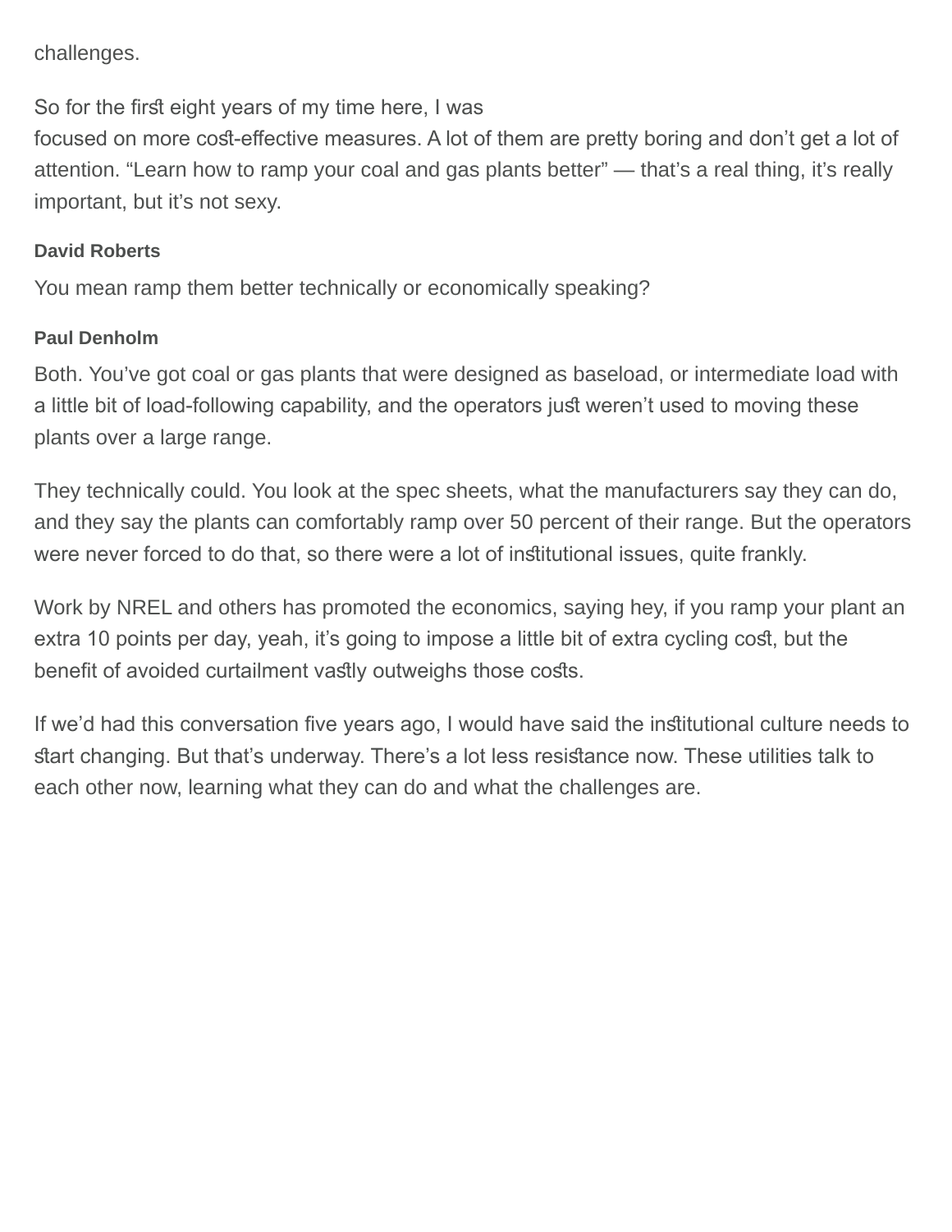challenges.

So for the first eight years of my time here, I was focused on more cost-effective measures. A lot of them are pretty boring and don't get a lot of attention. "Learn how to ramp your coal and gas plants better" — that's a real thing, it's really important, but it's not sexy.

**David Roberts**

You mean ramp them better technically or economically speaking?

**Paul Denholm**

Both. You've got coal or gas plants that were designed as baseload, or intermediate load with a little bit of load-following capability, and the operators just weren't used to moving these plants over a large range.

They technically could. You look at the spec sheets, what the manufacturers say they can do, and they say the plants can comfortably ramp over 50 percent of their range. But the operators were never forced to do that, so there were a lot of institutional issues, quite frankly.

Work by NREL and others has promoted the economics, saying hey, if you ramp your plant an extra 10 points per day, yeah, it's going to impose a little bit of extra cycling cost, but the benefit of avoided curtailment vastly outweighs those costs.

If we'd had this conversation five years ago, I would have said the institutional culture needs to start changing. But that's underway. There's a lot less resistance now. These utilities talk to each other now, learning what they can do and what the challenges are.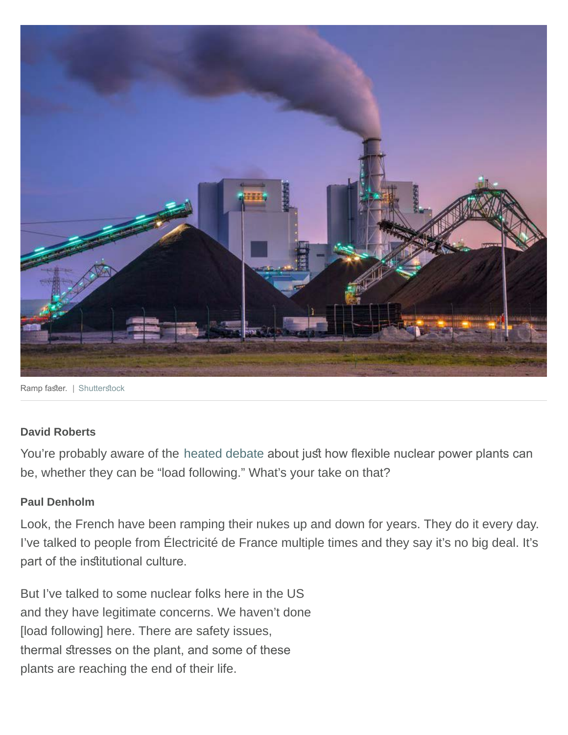Ramp faster. | Shutterstock

**David Roberts**

You're probably aware of the heated debate about just how flexible nuclear power plants can be, whether they can be "load following." What's your take on that?

**Paul Denholm**

Look, the French have been ramping their nukes up and down for years. They do it every day. I've talked to people from Électricité de France multiple times and they say it's no big deal. It's part of the institutional culture.

But I've talked to some nuclear folks here in the US and they have legitimate concerns. We haven't done [load following] here. There are safety issues, thermal stresses on the plant, and some of these plants are reaching the end of their life.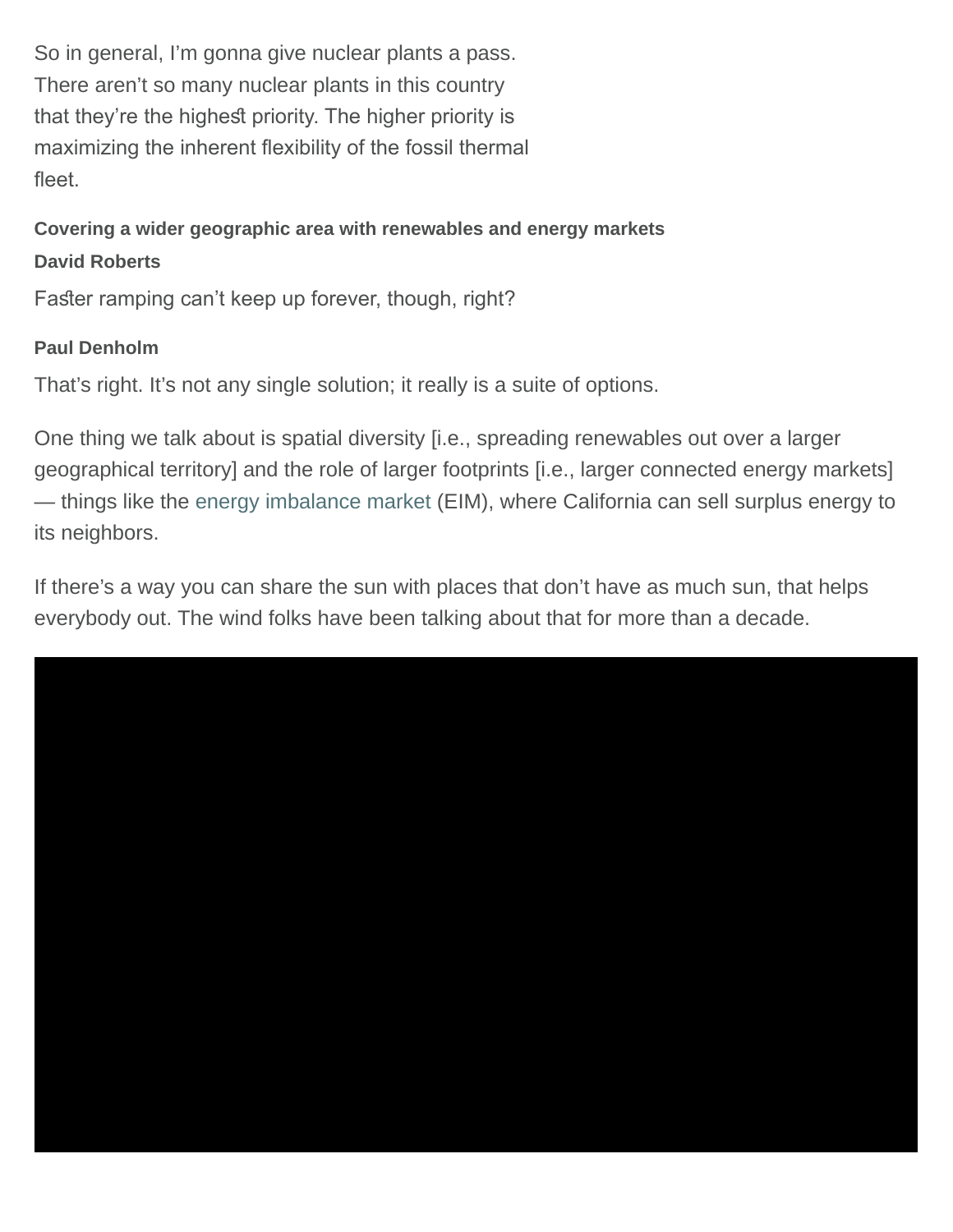So in general, I’m gonna give nuclear plants a pass. There aren’t so many nuclear plants in this country that they’re the highest priority. The higher priority is maximizing the inherent flexibility of the fossil thermal fleet.

### Covering a wider geographic area with renewables and energy markets

**David Roberts**

Faster ramping can’t keep up forever, though, right?

**Paul Denholm**

That’s right. It’s not any single solution; it really is a suite of options.

One thing we talk about is spatial diversity [i.e., spreading renewables out over a larger geographical territory] and the role of larger footprints [i.e., larger connected energy markets] — things like the energy imbalance market (EIM), where California can sell surplus energy to its neighbors.

If there’s a way you can share the sun with places that don’t have as much sun, that helps everybody out. The wind folks have been talking about that for more than a decade.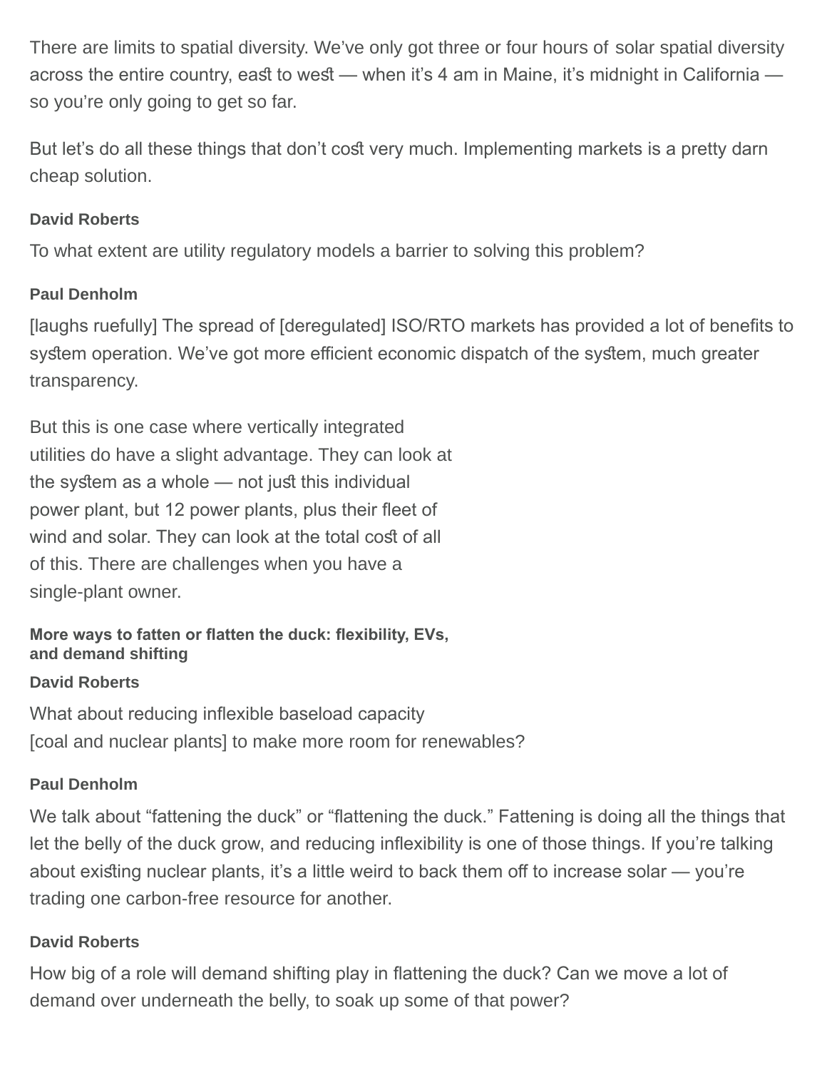There are limits to spatial diversity. We've only got three or four hours of solar spatial diversity across the entire country, east to west — when it's 4 am in Maine, it's midnight in California — so you're only going to get so far.

But let's do all these things that don't cost very much. Implementing markets is a pretty darn cheap solution.

**David Roberts**

To what extent are utility regulatory models a barrier to solving this problem?

**Paul Denholm**

[laughs ruefully] The spread of [deregulated] ISO/RTO markets has provided a lot of benefits to system operation. We've got more efficient economic dispatch of the system, much greater transparency.

But this is one case where vertically integrated utilities do have a slight advantage. They can look at the system as a whole — not just this individual power plant, but 12 power plants, plus their fleet of wind and solar. They can look at the total cost of all of this. There are challenges when you have a single-plant owner.

### More ways to fatten or flatten the duck: flexibility, EVs, and demand shifting

**David Roberts**

What about reducing inflexible baseload capacity [coal and nuclear plants] to make more room for renewables?

**Paul Denholm**

We talk about "fattening the duck" or "flattening the duck." Fattening is doing all the things that let the belly of the duck grow, and reducing inflexibility is one of those things. If you're talking about existing nuclear plants, it's a little weird to back them off to increase solar — you're trading one carbon-free resource for another.

**David Roberts**

How big of a role will demand shifting play in flattening the duck? Can we move a lot of demand over underneath the belly, to soak up some of that power?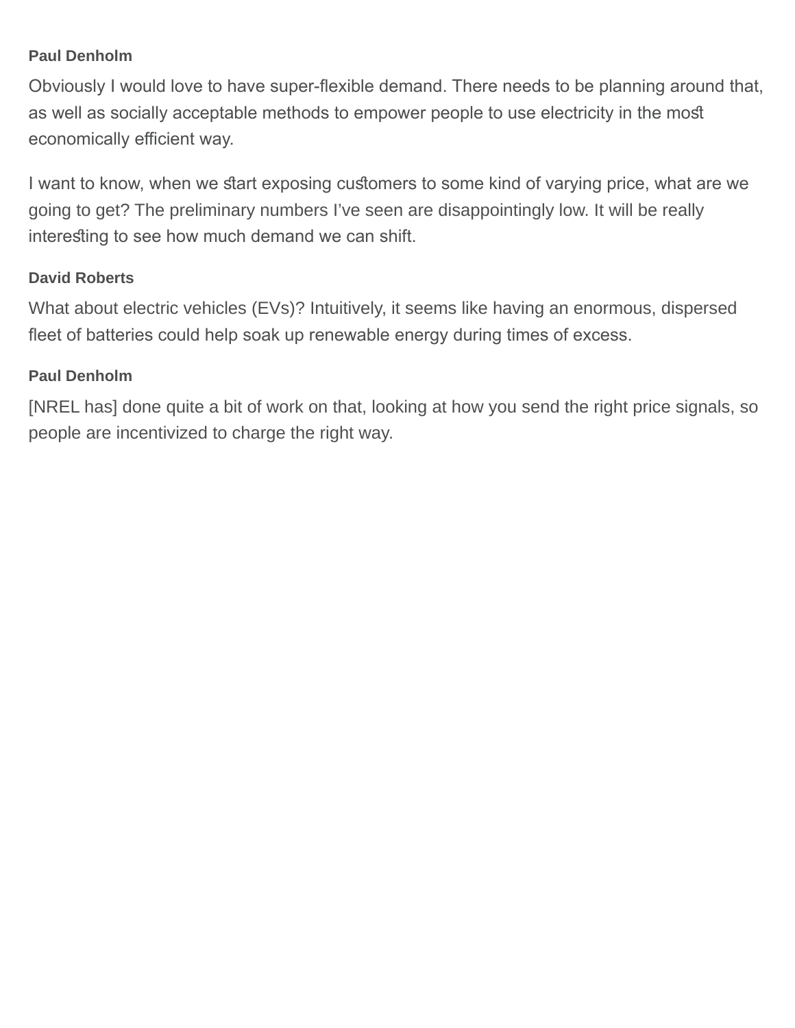**Paul Denholm**

Obviously I would love to have super-flexible demand. There needs to be planning around that, as well as socially acceptable methods to empower people to use electricity in the most economically efficient way.

I want to know, when we start exposing customers to some kind of varying price, what are we going to get? The preliminary numbers I've seen are disappointingly low. It will be really interesting to see how much demand we can shift.

**David Roberts**

What about electric vehicles (EVs)? Intuitively, it seems like having an enormous, dispersed fleet of batteries could help soak up renewable energy during times of excess.

**Paul Denholm**

[NREL has] done quite a bit of work on that, looking at how you send the right price signals, so people are incentivized to charge the right way.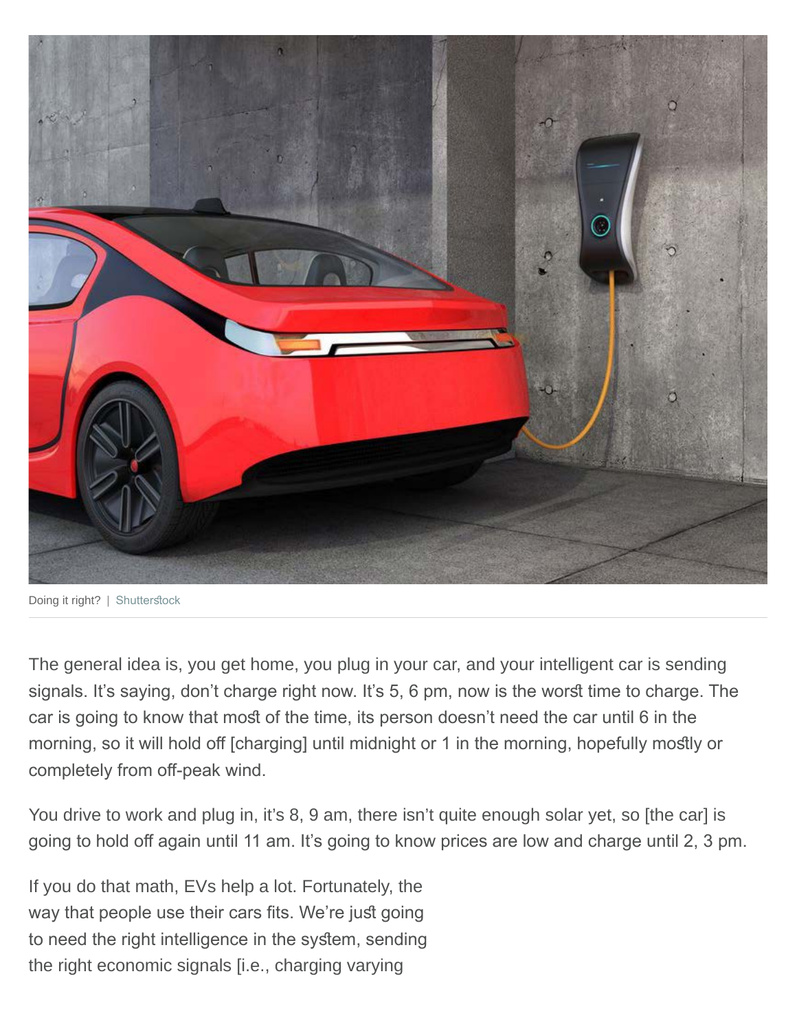Doing it right? | Shutterstock

The general idea is, you get home, you plug in your car, and your intelligent car is sending signals. It's saying, don't charge right now. It's 5, 6 pm, now is the worst time to charge. The car is going to know that most of the time, its person doesn't need the car until 6 in the morning, so it will hold off [charging] until midnight or 1 in the morning, hopefully mostly or completely from off-peak wind.

You drive to work and plug in, it's 8, 9 am, there isn't quite enough solar yet, so [the car] is going to hold off again until 11 am. It's going to know prices are low and charge until 2, 3 pm.

If you do that math, EVs help a lot. Fortunately, the way that people use their cars fits. We're just going to need the right intelligence in the system, sending the right economic signals [i.e., charging varying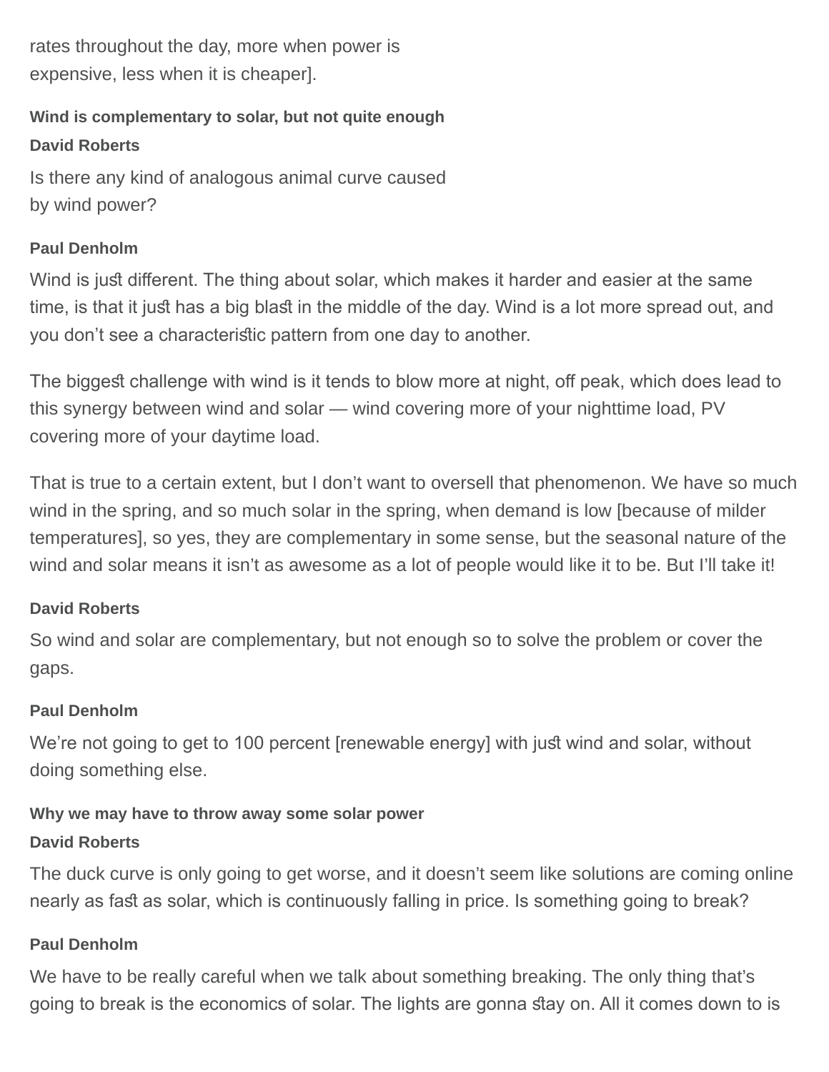rates throughout the day, more when power is expensive, less when it is cheaper].

### Wind is complementary to solar, but not quite enough

**David Roberts**

Is there any kind of analogous animal curve caused by wind power?

**Paul Denholm**

Wind is just different. The thing about solar, which makes it harder and easier at the same time, is that it just has a big blast in the middle of the day. Wind is a lot more spread out, and you don't see a characteristic pattern from one day to another.

The biggest challenge with wind is it tends to blow more at night, off peak, which does lead to this synergy between wind and solar — wind covering more of your nighttime load, PV covering more of your daytime load.

That is true to a certain extent, but I don't want to oversell that phenomenon. We have so much wind in the spring, and so much solar in the spring, when demand is low [because of milder temperatures], so yes, they are complementary in some sense, but the seasonal nature of the wind and solar means it isn't as awesome as a lot of people would like it to be. But I'll take it!

**David Roberts**

So wind and solar are complementary, but not enough so to solve the problem or cover the gaps.

**Paul Denholm**

We're not going to get to 100 percent [renewable energy] with just wind and solar, without doing something else.

### Why we may have to throw away some solar power

**David Roberts**

The duck curve is only going to get worse, and it doesn't seem like solutions are coming online nearly as fast as solar, which is continuously falling in price. Is something going to break?

**Paul Denholm**

We have to be really careful when we talk about something breaking. The only thing that's going to break is the economics of solar. The lights are gonna stay on. All it comes down to is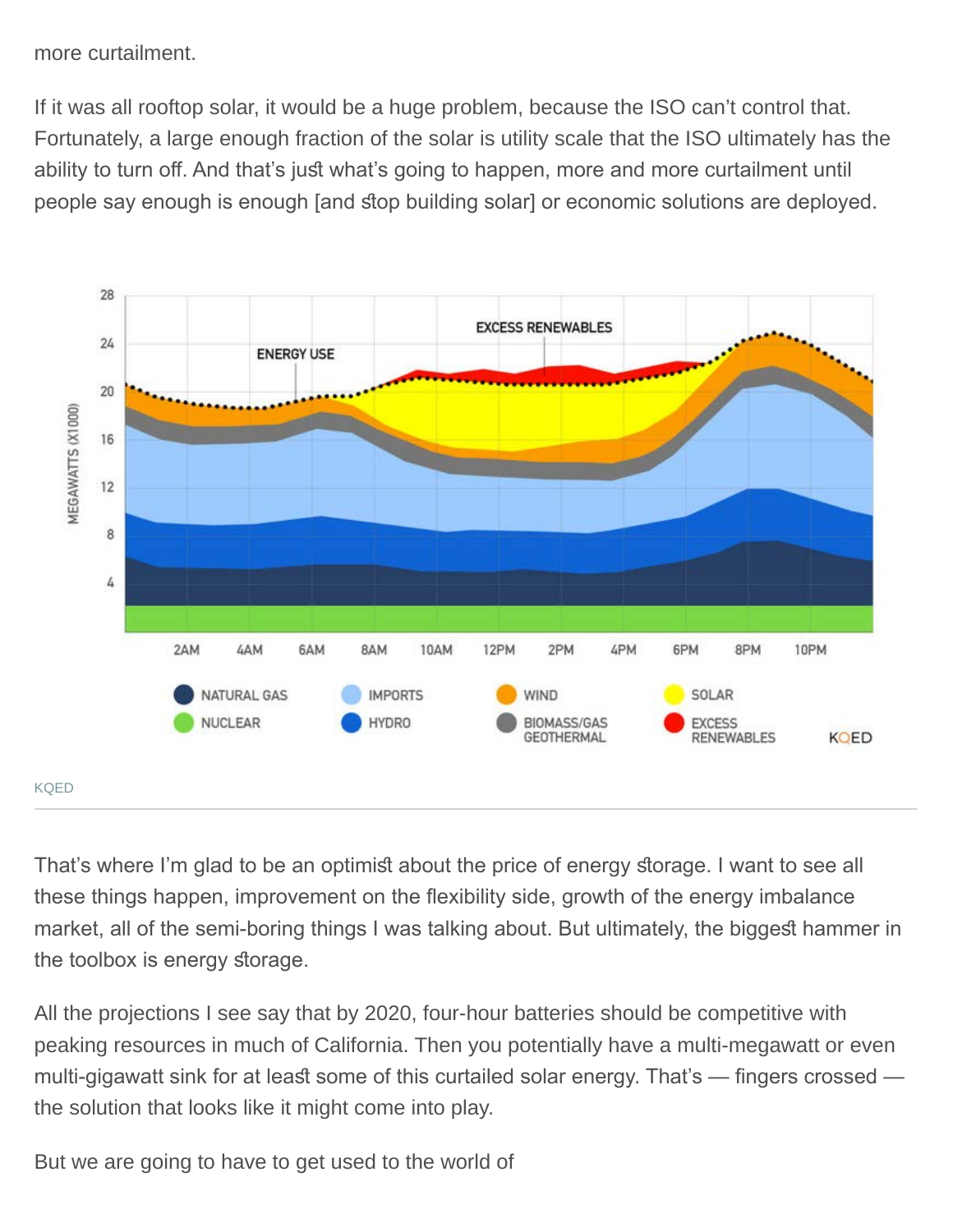more curtailment.

If it was all rooftop solar, it would be a huge problem, because the ISO can't control that. Fortunately, a large enough fraction of the solar is utility scale that the ISO ultimately has the ability to turn off. And that's just what's going to happen, more and more curtailment until people say enough is enough [and stop building solar] or economic solutions are deployed.

KQED

That's where I'm glad to be an optimist about the price of energy storage. I want to see all these things happen, improvement on the flexibility side, growth of the energy imbalance market, all of the semi-boring things I was talking about. But ultimately, the biggest hammer in the toolbox is energy storage.

All the projections I see say that by 2020, four-hour batteries should be competitive with peaking resources in much of California. Then you potentially have a multi-megawatt or even multi-gigawatt sink for at least some of this curtailed solar energy. That's — fingers crossed — the solution that looks like it might come into play.

But we are going to have to get used to the world of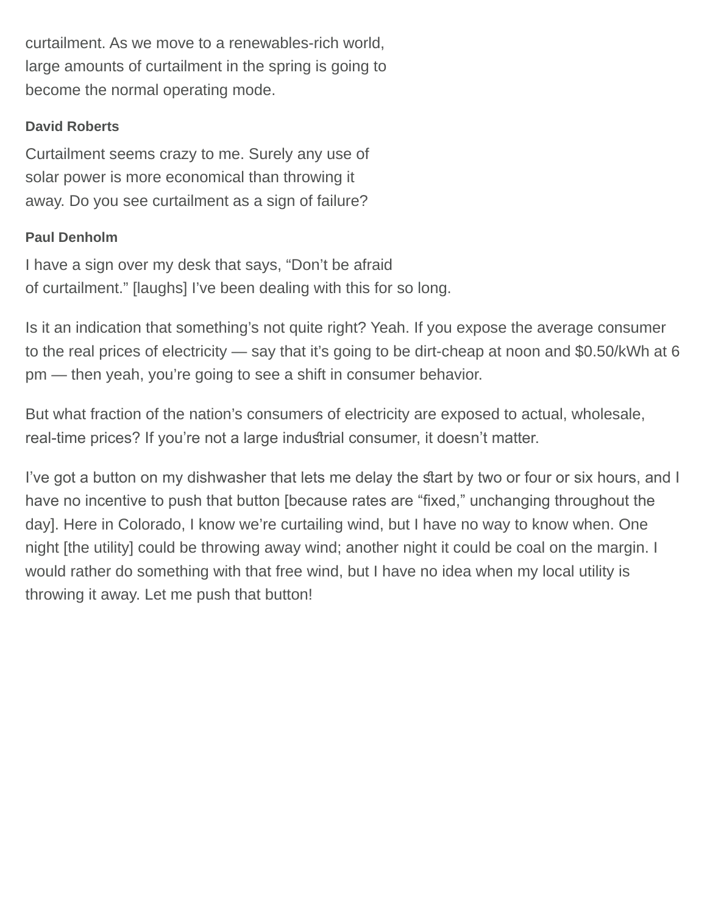curtailment. As we move to a renewables-rich world, large amounts of curtailment in the spring is going to become the normal operating mode.

**David Roberts**

Curtailment seems crazy to me. Surely any use of solar power is more economical than throwing it away. Do you see curtailment as a sign of failure?

**Paul Denholm**

I have a sign over my desk that says, “Don’t be afraid of curtailment.” [laughs] I’ve been dealing with this for so long.

Is it an indication that something’s not quite right? Yeah. If you expose the average consumer to the real prices of electricity — say that it’s going to be dirt-cheap at noon and $0.50/kWh at 6 pm — then yeah, you’re going to see a shift in consumer behavior.

But what fraction of the nation’s consumers of electricity are exposed to actual, wholesale, real-time prices? If you’re not a large industrial consumer, it doesn’t matter.

I’ve got a button on my dishwasher that lets me delay the start by two or four or six hours, and I have no incentive to push that button [because rates are “fixed,” unchanging throughout the day]. Here in Colorado, I know we’re curtailing wind, but I have no way to know when. One night [the utility] could be throwing away wind; another night it could be coal on the margin. I would rather do something with that free wind, but I have no idea when my local utility is throwing it away. Let me push that button!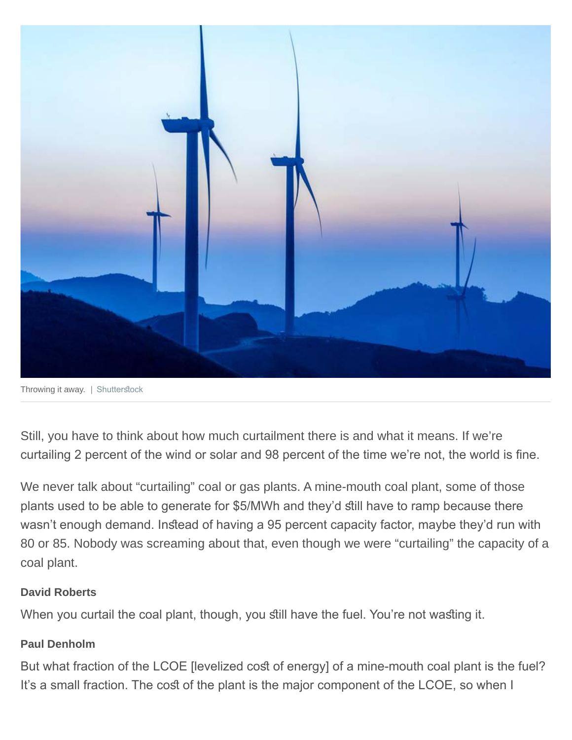Throwing it away. | Shutterstock

Still, you have to think about how much curtailment there is and what it means. If we're curtailing 2 percent of the wind or solar and 98 percent of the time we're not, the world is fine.

We never talk about "curtailing" coal or gas plants. A mine-mouth coal plant, some of those plants used to be able to generate for $5/MWh and they'd still have to ramp because there wasn't enough demand. Instead of having a 95 percent capacity factor, maybe they'd run with 80 or 85. Nobody was screaming about that, even though we were "curtailing" the capacity of a coal plant.

**David Roberts**

When you curtail the coal plant, though, you still have the fuel. You're not wasting it.

**Paul Denholm**

But what fraction of the LCOE [levelized cost of energy] of a mine-mouth coal plant is the fuel? It's a small fraction. The cost of the plant is the major component of the LCOE, so when I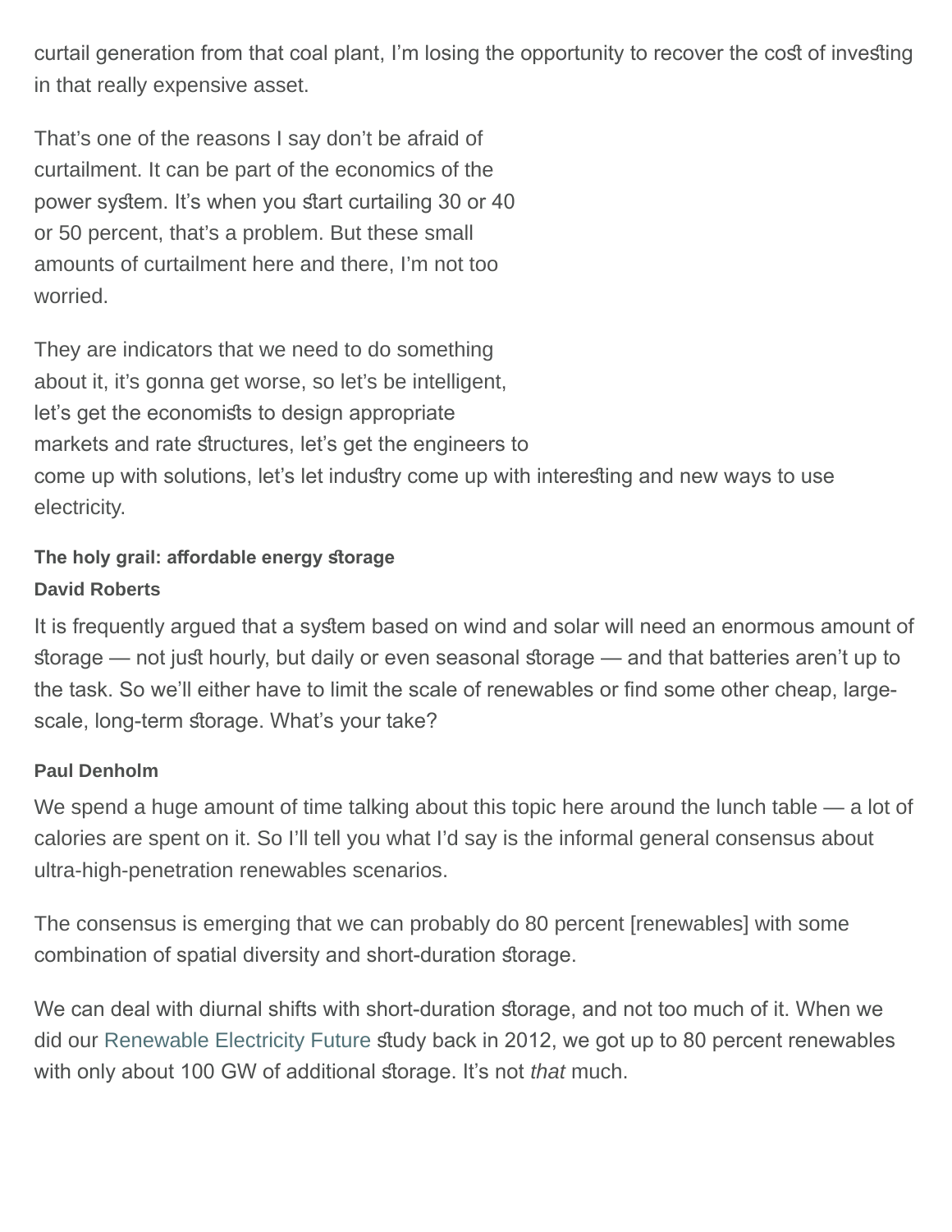curtail generation from that coal plant, I'm losing the opportunity to recover the cost of investing in that really expensive asset.

That's one of the reasons I say don't be afraid of curtailment. It can be part of the economics of the power system. It's when you start curtailing 30 or 40 or 50 percent, that's a problem. But these small amounts of curtailment here and there, I'm not too worried.

They are indicators that we need to do something about it, it's gonna get worse, so let's be intelligent, let's get the economists to design appropriate markets and rate structures, let's get the engineers to come up with solutions, let's let industry come up with interesting and new ways to use electricity.

### The holy grail: affordable energy storage

**David Roberts**

It is frequently argued that a system based on wind and solar will need an enormous amount of storage — not just hourly, but daily or even seasonal storage — and that batteries aren't up to the task. So we'll either have to limit the scale of renewables or find some other cheap, large-scale, long-term storage. What's your take?

**Paul Denholm**

We spend a huge amount of time talking about this topic here around the lunch table — a lot of calories are spent on it. So I'll tell you what I'd say is the informal general consensus about ultra-high-penetration renewables scenarios.

The consensus is emerging that we can probably do 80 percent [renewables] with some combination of spatial diversity and short-duration storage.

We can deal with diurnal shifts with short-duration storage, and not too much of it. When we did our Renewable Electricity Future study back in 2012, we got up to 80 percent renewables with only about 100 GW of additional storage. It's not *that* much.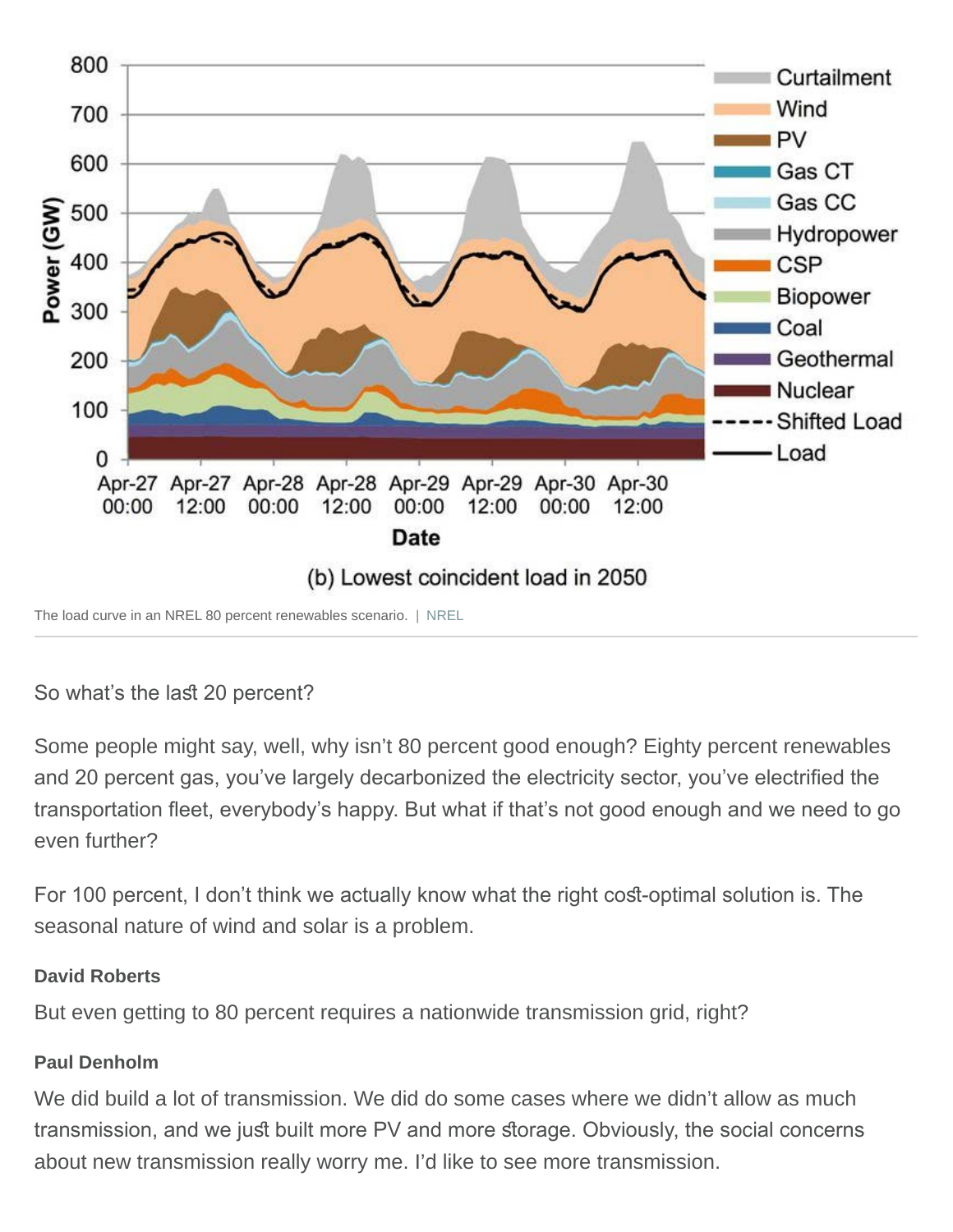The load curve in an NREL 80 percent renewables scenario. | NREL

So what's the last 20 percent?

Some people might say, well, why isn't 80 percent good enough? Eighty percent renewables and 20 percent gas, you've largely decarbonized the electricity sector, you've electrified the transportation fleet, everybody's happy. But what if that's not good enough and we need to go even further?

For 100 percent, I don't think we actually know what the right cost-optimal solution is. The seasonal nature of wind and solar is a problem.

**David Roberts**

But even getting to 80 percent requires a nationwide transmission grid, right?

**Paul Denholm**

We did build a lot of transmission. We did do some cases where we didn't allow as much transmission, and we just built more PV and more storage. Obviously, the social concerns about new transmission really worry me. I'd like to see more transmission.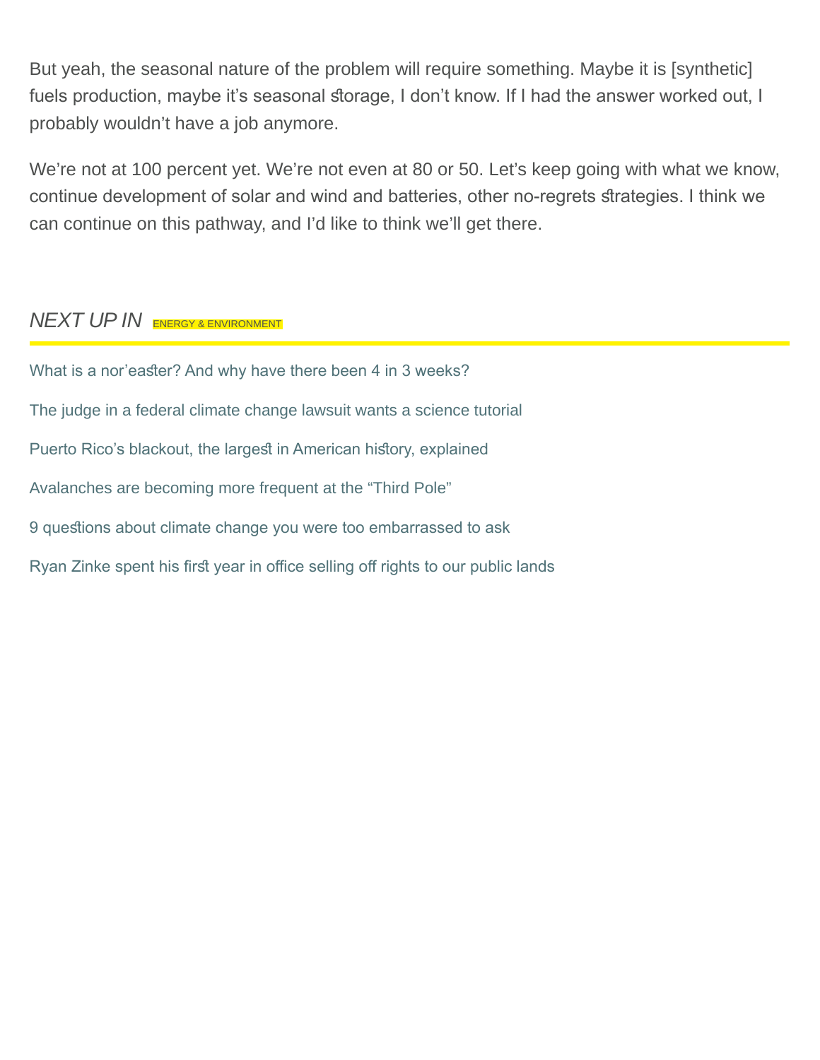But yeah, the seasonal nature of the problem will require something. Maybe it is [synthetic] fuels production, maybe it's seasonal storage, I don't know. If I had the answer worked out, I probably wouldn't have a job anymore.

We're not at 100 percent yet. We're not even at 80 or 50. Let's keep going with what we know, continue development of solar and wind and batteries, other no-regrets strategies. I think we can continue on this pathway, and I'd like to think we'll get there.

## *NEXT UP IN* ENERGY & ENVIRONMENT

What is a nor'easter? And why have there been 4 in 3 weeks?

The judge in a federal climate change lawsuit wants a science tutorial

Puerto Rico's blackout, the largest in American history, explained

Avalanches are becoming more frequent at the "Third Pole"

9 questions about climate change you were too embarrassed to ask

Ryan Zinke spent his first year in office selling off rights to our public lands